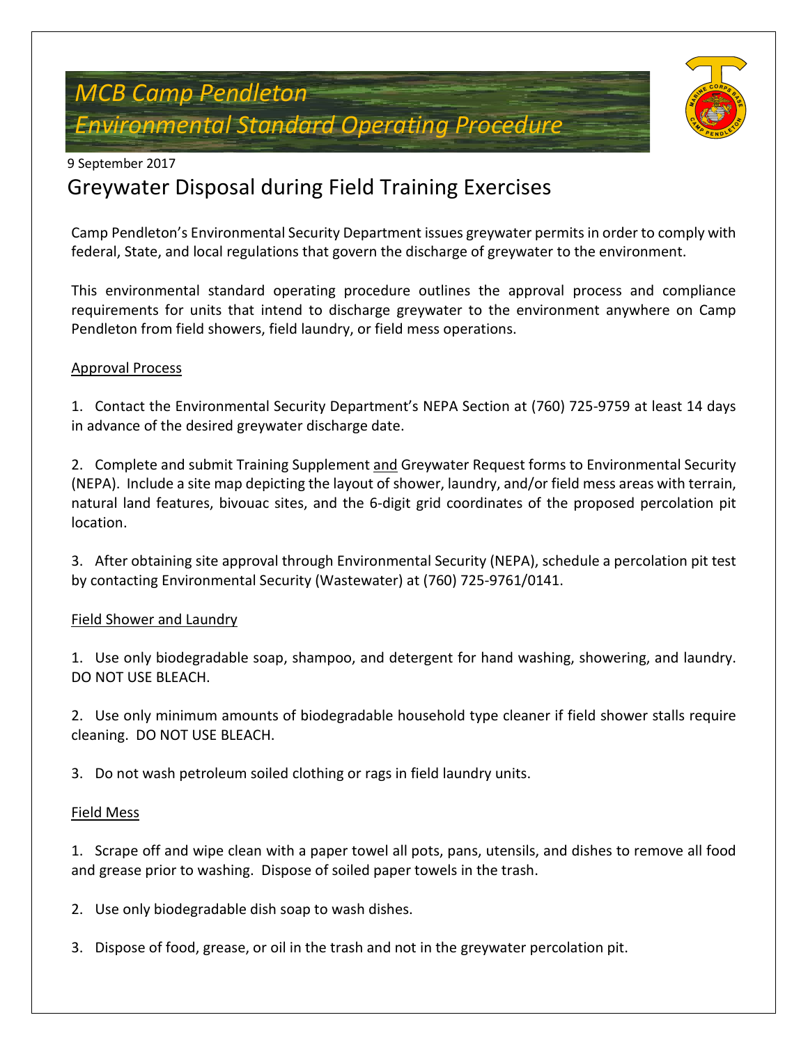# MCB Camp Pendleton
# Environmental Standard Operating Procedure

9 September 2017

## Greywater Disposal during Field Training Exercises

Camp Pendleton's Environmental Security Department issues greywater permits in order to comply with federal, State, and local regulations that govern the discharge of greywater to the environment.

This environmental standard operating procedure outlines the approval process and compliance requirements for units that intend to discharge greywater to the environment anywhere on Camp Pendleton from field showers, field laundry, or field mess operations.

### Approval Process

1. Contact the Environmental Security Department's NEPA Section at (760) 725-9759 at least 14 days in advance of the desired greywater discharge date.

2. Complete and submit Training Supplement and Greywater Request forms to Environmental Security (NEPA). Include a site map depicting the layout of shower, laundry, and/or field mess areas with terrain, natural land features, bivouac sites, and the 6-digit grid coordinates of the proposed percolation pit location.

3. After obtaining site approval through Environmental Security (NEPA), schedule a percolation pit test by contacting Environmental Security (Wastewater) at (760) 725-9761/0141.

### Field Shower and Laundry

1. Use only biodegradable soap, shampoo, and detergent for hand washing, showering, and laundry. DO NOT USE BLEACH.

2. Use only minimum amounts of biodegradable household type cleaner if field shower stalls require cleaning. DO NOT USE BLEACH.

3. Do not wash petroleum soiled clothing or rags in field laundry units.

### Field Mess

1. Scrape off and wipe clean with a paper towel all pots, pans, utensils, and dishes to remove all food and grease prior to washing. Dispose of soiled paper towels in the trash.

2. Use only biodegradable dish soap to wash dishes.

3. Dispose of food, grease, or oil in the trash and not in the greywater percolation pit.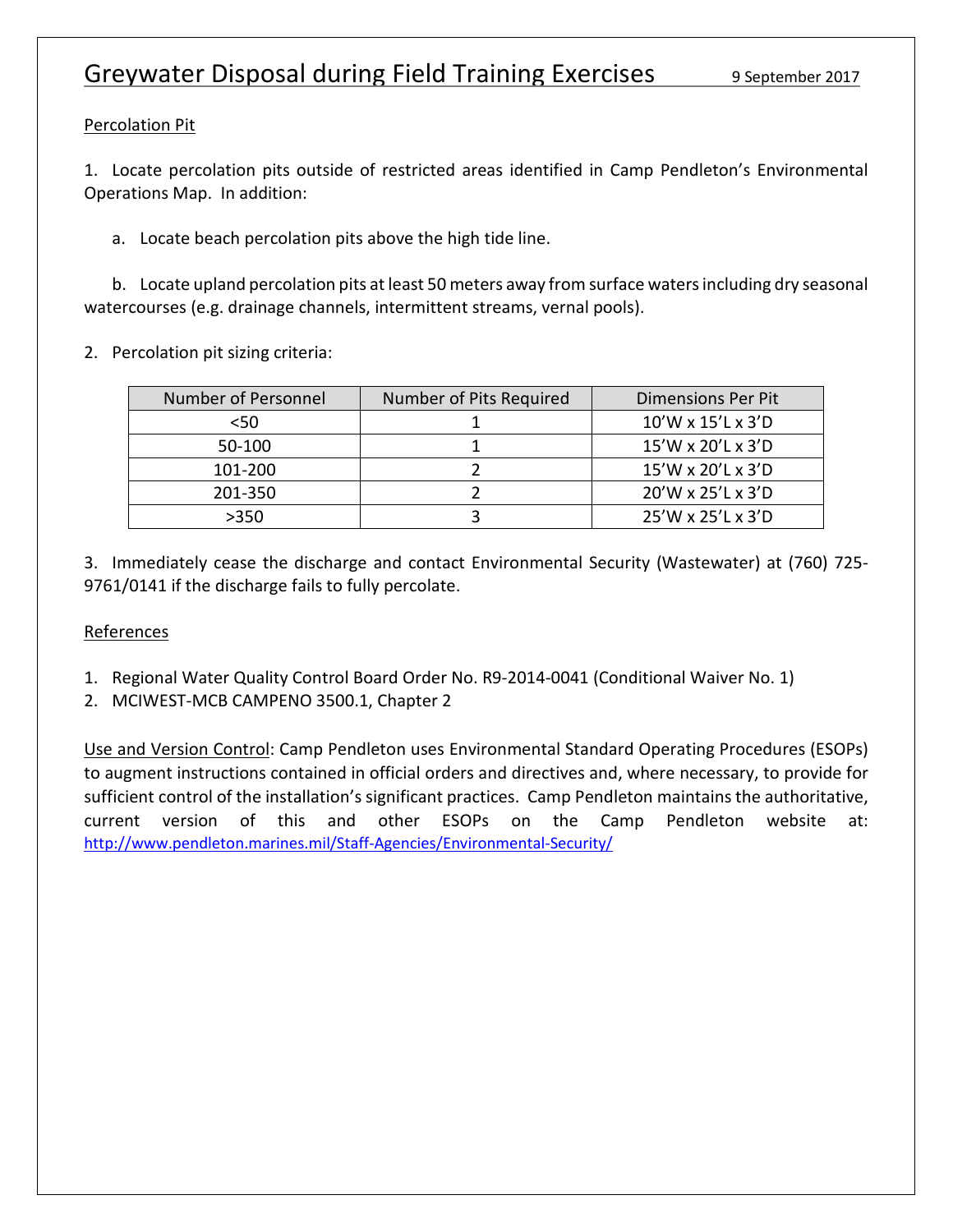# Greywater Disposal during Field Training Exercises

9 September 2017

Percolation Pit

1. Locate percolation pits outside of restricted areas identified in Camp Pendleton's Environmental Operations Map. In addition:

   a. Locate beach percolation pits above the high tide line.

   b. Locate upland percolation pits at least 50 meters away from surface waters including dry seasonal watercourses (e.g. drainage channels, intermittent streams, vernal pools).

2. Percolation pit sizing criteria:

| Number of Personnel | Number of Pits Required | Dimensions Per Pit |
|---|---|---|
| <50 | 1 | 10'W x 15'L x 3'D |
| 50-100 | 1 | 15'W x 20'L x 3'D |
| 101-200 | 2 | 15'W x 20'L x 3'D |
| 201-350 | 2 | 20'W x 25'L x 3'D |
| >350 | 3 | 25'W x 25'L x 3'D |

3. Immediately cease the discharge and contact Environmental Security (Wastewater) at (760) 725-9761/0141 if the discharge fails to fully percolate.

References

1. Regional Water Quality Control Board Order No. R9-2014-0041 (Conditional Waiver No. 1)
2. MCIWEST-MCB CAMPENO 3500.1, Chapter 2

Use and Version Control: Camp Pendleton uses Environmental Standard Operating Procedures (ESOPs) to augment instructions contained in official orders and directives and, where necessary, to provide for sufficient control of the installation's significant practices. Camp Pendleton maintains the authoritative, current version of this and other ESOPs on the Camp Pendleton website at: http://www.pendleton.marines.mil/Staff-Agencies/Environmental-Security/